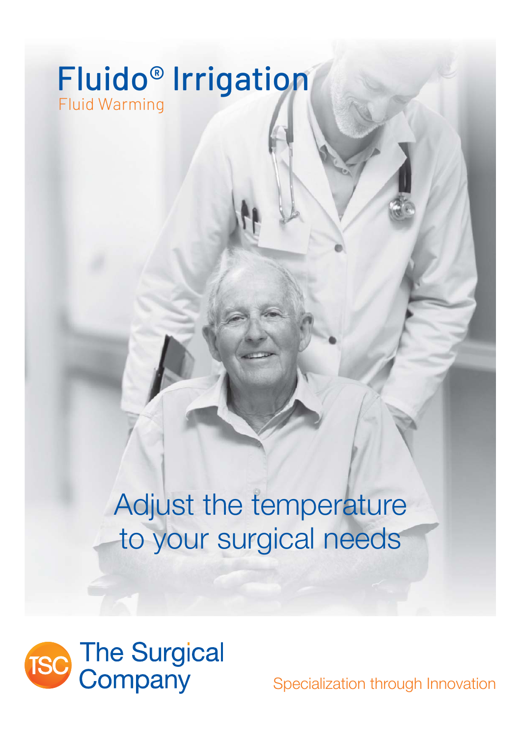# Fluido® Irrigation

Fluid Warming

## Adjust the temperature to your surgical needs

The Surgical Company

Specialization through Innovation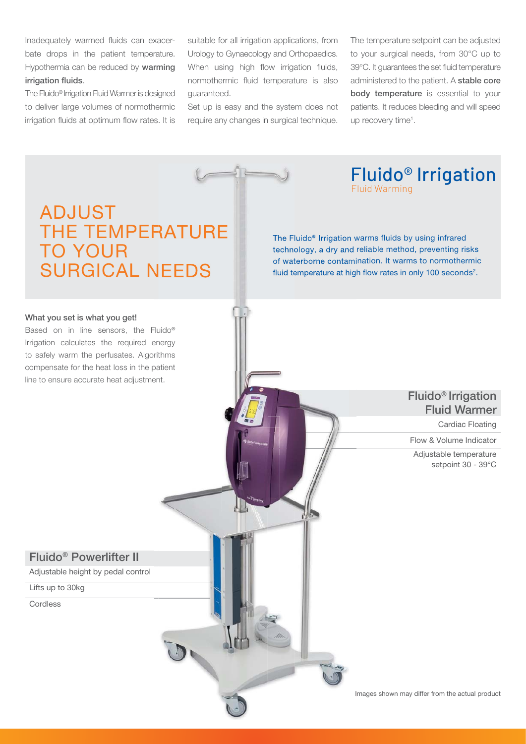Inadequately warmed fluids can exacerbate drops in the patient temperature. Hypothermia can be reduced by **warming irrigation fluids**.

The Fluido® Irrigation Fluid Warmer is designed to deliver large volumes of normothermic irrigation fluids at optimum flow rates. It is suitable for all irrigation applications, from Urology to Gynaecology and Orthopaedics. When using high flow irrigation fluids, normothermic fluid temperature is also guaranteed.

Set up is easy and the system does not require any changes in surgical technique.

The temperature setpoint can be adjusted to your surgical needs, from 30°C up to 39°C. It guarantees the set fluid temperature administered to the patient. A **stable core body temperature** is essential to your patients. It reduces bleeding and will speed up recovery time[1].

# ADJUST THE TEMPERATURE TO YOUR SURGICAL NEEDS

## Fluido® Irrigation

Fluid Warming

The Fluido® Irrigation warms fluids by using infrared technology, a dry and reliable method, preventing risks of waterborne contamination. It warms to normothermic fluid temperature at high flow rates in only 100 seconds[2].

**What you set is what you get!**

Based on in line sensors, the Fluido® Irrigation calculates the required energy to safely warm the perfusates. Algorithms compensate for the heat loss in the patient line to ensure accurate heat adjustment.

### Fluido® Irrigation Fluid Warmer

- Cardiac Floating
- Flow & Volume Indicator
- Adjustable temperature setpoint 30 - 39°C

### Fluido® Powerlifter II

- Adjustable height by pedal control
- Lifts up to 30kg
- Cordless

Images shown may differ from the actual product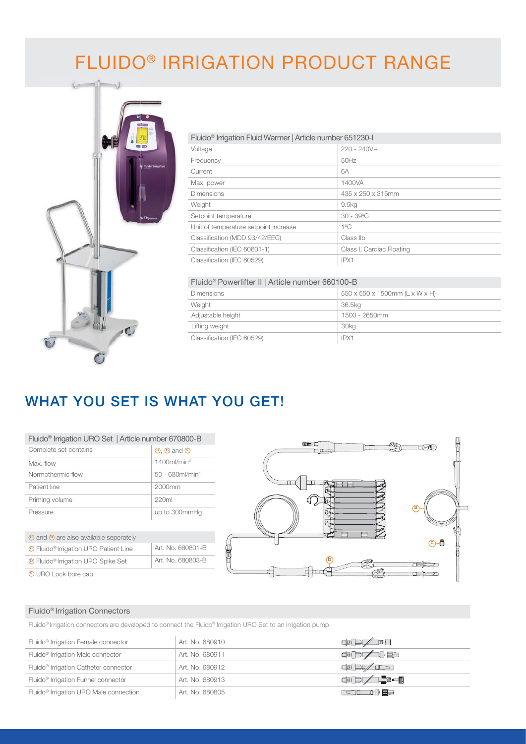# FLUIDO® IRRIGATION PRODUCT RANGE

| Fluido® Irrigation Fluid Warmer \| Article number 651230-I | |
|---|---|
| Voltage | 220 - 240V~ |
| Frequency | 50Hz |
| Current | 6A |
| Max. power | 1400VA |
| Dimensions | 435 x 250 x 315mm |
| Weight | 9.5kg |
| Setpoint temperature | 30 - 39ºC |
| Unit of temperature setpoint increase | 1ºC |
| Classification (MDD 93/42/EEC) | Class IIb |
| Classification (IEC 60601-1) | Class I, Cardiac Floating |
| Classification (IEC 60529) | IPX1 |

| Fluido® Powerlifter II \| Article number 660100-B | |
|---|---|
| Dimensions | 550 x 550 x 1500mm (L x W x H) |
| Weight | 36.5kg |
| Adjustable height | 1500 - 2650mm |
| Lifting weight | 30kg |
| Classification (IEC 60529) | IPX1 |

## WHAT YOU SET IS WHAT YOU GET!

| Fluido® Irrigation URO Set \| Article number 670800-B | |
|---|---|
| Complete set contains | ⓐ, ⓑ and ⓒ |
| Max. flow | 1400ml/min[3] |
| Normothermic flow | 50 - 680ml/min[4] |
| Patient line | 2000mm |
| Priming volume | 220ml |
| Pressure | up to 300mmHg |

| ⓐ and ⓑ are also available seperately | |
|---|---|
| ⓐ Fluido® Irrigation URO Patient Line | Art. No. 680801-B |
| ⓑ Fluido® Irrigation URO Spike Set | Art. No. 680803-B |
| ⓒ URO Lock bore cap | |

### Fluido® Irrigation Connectors

Fluido® Irrigation connectors are developed to connect the Fluido® Irrigation URO Set to an irrigation pump.

| Connector | Art. No. |
|---|---|
| Fluido® Irrigation Female connector | Art. No. 680910 |
| Fluido® Irrigation Male connector | Art. No. 680911 |
| Fluido® Irrigation Catheter connector | Art. No. 680912 |
| Fluido® Irrigation Funnel connector | Art. No. 680913 |
| Fluido® Irrigation URO Male connection | Art. No. 680805 |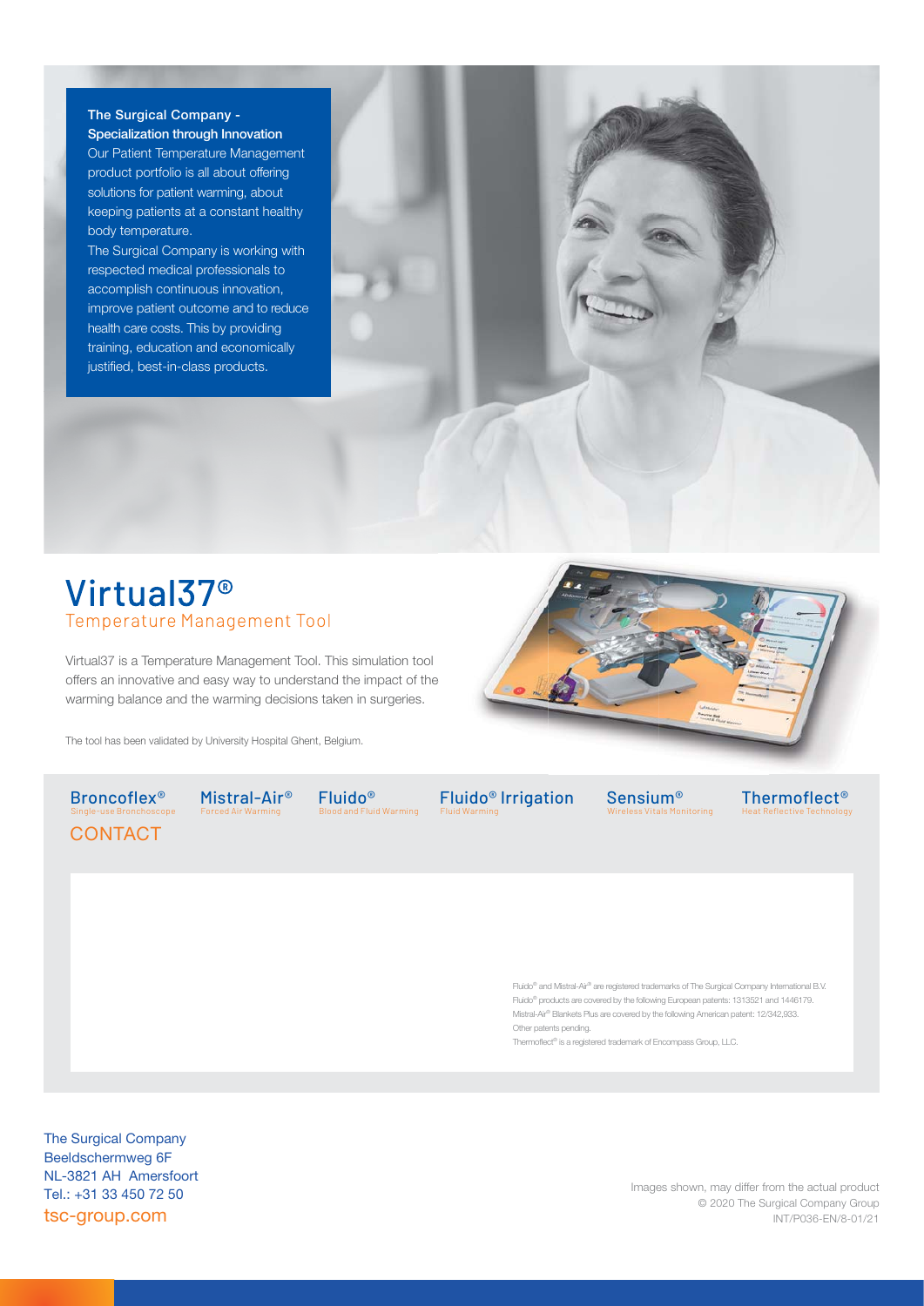**The Surgical Company - Specialization through Innovation**

Our Patient Temperature Management product portfolio is all about offering solutions for patient warming, about keeping patients at a constant healthy body temperature.

The Surgical Company is working with respected medical professionals to accomplish continuous innovation, improve patient outcome and to reduce health care costs. This by providing training, education and economically justified, best-in-class products.

# Virtual37®

## Temperature Management Tool

Virtual37 is a Temperature Management Tool. This simulation tool offers an innovative and easy way to understand the impact of the warming balance and the warming decisions taken in surgeries.

The tool has been validated by University Hospital Ghent, Belgium.

**Broncoflex®**
Single-use Bronchoscope

**Mistral-Air®**
Forced Air Warming

**Fluido®**
Blood and Fluid Warming

**Fluido® Irrigation**
Fluid Warming

**Sensium®**
Wireless Vitals Monitoring

**Thermoflect®**
Heat Reflective Technology

CONTACT

Fluido® and Mistral-Air® are registered trademarks of The Surgical Company International B.V.
Fluido® products are covered by the following European patents: 1313521 and 1446179.
Mistral-Air® Blankets Plus are covered by the following American patent: 12/342,933.
Other patents pending.
Thermoflect® is a registered trademark of Encompass Group, LLC.

The Surgical Company
Beeldschermweg 6F
NL-3821 AH Amersfoort
Tel.: +31 33 450 72 50
tsc-group.com

Images shown, may differ from the actual product
© 2020 The Surgical Company Group
INT/P036-EN/8-01/21